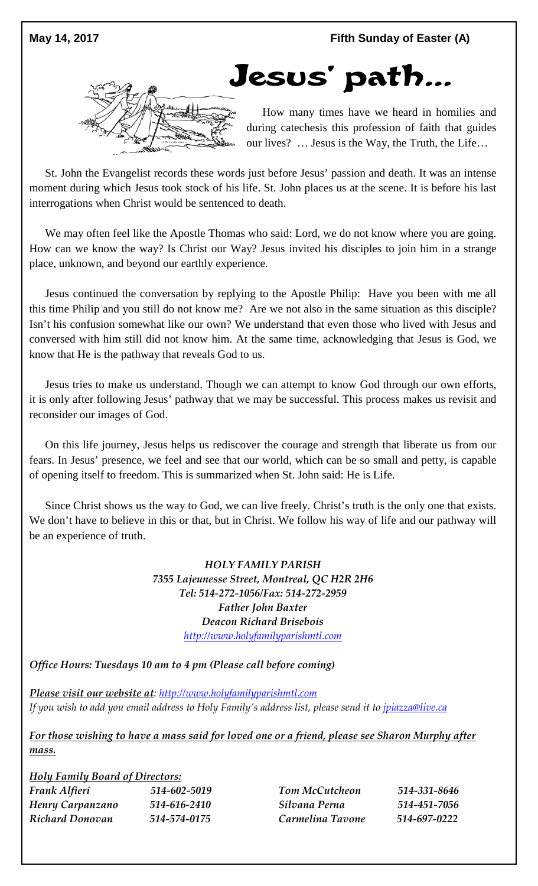**May 14, 2017** **Fifth Sunday of Easter (A)**

# Jesus' path…

How many times have we heard in homilies and during catechesis this profession of faith that guides our lives? … Jesus is the Way, the Truth, the Life…

St. John the Evangelist records these words just before Jesus' passion and death. It was an intense moment during which Jesus took stock of his life. St. John places us at the scene. It is before his last interrogations when Christ would be sentenced to death.

We may often feel like the Apostle Thomas who said: Lord, we do not know where you are going. How can we know the way? Is Christ our Way? Jesus invited his disciples to join him in a strange place, unknown, and beyond our earthly experience.

Jesus continued the conversation by replying to the Apostle Philip: Have you been with me all this time Philip and you still do not know me? Are we not also in the same situation as this disciple? Isn't his confusion somewhat like our own? We understand that even those who lived with Jesus and conversed with him still did not know him. At the same time, acknowledging that Jesus is God, we know that He is the pathway that reveals God to us.

Jesus tries to make us understand. Though we can attempt to know God through our own efforts, it is only after following Jesus' pathway that we may be successful. This process makes us revisit and reconsider our images of God.

On this life journey, Jesus helps us rediscover the courage and strength that liberate us from our fears. In Jesus' presence, we feel and see that our world, which can be so small and petty, is capable of opening itself to freedom. This is summarized when St. John said: He is Life.

Since Christ shows us the way to God, we can live freely. Christ's truth is the only one that exists. We don't have to believe in this or that, but in Christ. We follow his way of life and our pathway will be an experience of truth.

*HOLY FAMILY PARISH*
*7355 Lajeunesse Street, Montreal, QC H2R 2H6*
*Tel: 514-272-1056/Fax: 514-272-2959*
*Father John Baxter*
*Deacon Richard Brisebois*
*http://www.holyfamilyparishmtl.com*

***Office Hours: Tuesdays 10 am to 4 pm (Please call before coming)***

***Please visit our website at**: http://www.holyfamilyparishmtl.com*
*If you wish to add you email address to Holy Family's address list, please send it to jpiazza@live.ca*

***For those wishing to have a mass said for loved one or a friend, please see Sharon Murphy after mass.***

***Holy Family Board of Directors:***

| | | | |
|---|---|---|---|
| *Frank Alfieri* | *514-602-5019* | *Tom McCutcheon* | *514-331-8646* |
| *Henry Carpanzano* | *514-616-2410* | *Silvana Perna* | *514-451-7056* |
| *Richard Donovan* | *514-574-0175* | *Carmelina Tavone* | *514-697-0222* |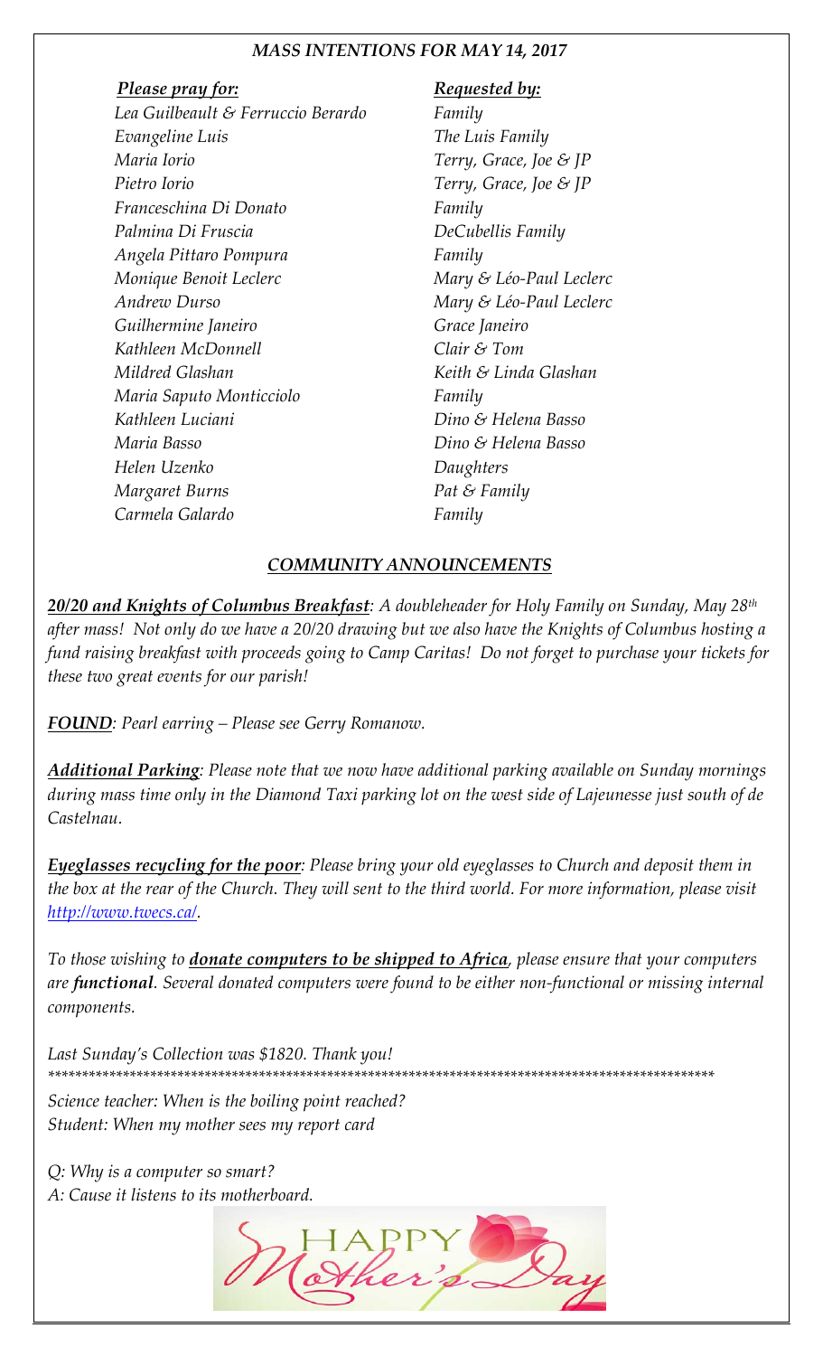### *MASS INTENTIONS FOR MAY 14, 2017*

| ***Please pray for:*** | ***Requested by:*** |
|---|---|
| *Lea Guilbeault & Ferruccio Berardo* | *Family* |
| *Evangeline Luis* | *The Luis Family* |
| *Maria Iorio* | *Terry, Grace, Joe & JP* |
| *Pietro Iorio* | *Terry, Grace, Joe & JP* |
| *Franceschina Di Donato* | *Family* |
| *Palmina Di Fruscia* | *DeCubellis Family* |
| *Angela Pittaro Pompura* | *Family* |
| *Monique Benoit Leclerc* | *Mary & Léo-Paul Leclerc* |
| *Andrew Durso* | *Mary & Léo-Paul Leclerc* |
| *Guilhermine Janeiro* | *Grace Janeiro* |
| *Kathleen McDonnell* | *Clair & Tom* |
| *Mildred Glashan* | *Keith & Linda Glashan* |
| *Maria Saputo Monticciolo* | *Family* |
| *Kathleen Luciani* | *Dino & Helena Basso* |
| *Maria Basso* | *Dino & Helena Basso* |
| *Helen Uzenko* | *Daughters* |
| *Margaret Burns* | *Pat & Family* |
| *Carmela Galardo* | *Family* |

### *COMMUNITY ANNOUNCEMENTS*

***20/20 and Knights of Columbus Breakfast****: A doubleheader for Holy Family on Sunday, May 28th after mass! Not only do we have a 20/20 drawing but we also have the Knights of Columbus hosting a fund raising breakfast with proceeds going to Camp Caritas! Do not forget to purchase your tickets for these two great events for our parish!*

***FOUND****: Pearl earring – Please see Gerry Romanow.*

***Additional Parking****: Please note that we now have additional parking available on Sunday mornings during mass time only in the Diamond Taxi parking lot on the west side of Lajeunesse just south of de Castelnau.*

***Eyeglasses recycling for the poor****: Please bring your old eyeglasses to Church and deposit them in the box at the rear of the Church. They will sent to the third world. For more information, please visit http://www.twecs.ca/.*

*To those wishing to* ***donate computers to be shipped to Africa****, please ensure that your computers are* ***functional****. Several donated computers were found to be either non-functional or missing internal components.*

*Last Sunday's Collection was $1820. Thank you!*

*************************************************************************************************

*Science teacher: When is the boiling point reached?*
*Student: When my mother sees my report card*

*Q: Why is a computer so smart?*
*A: Cause it listens to its motherboard.*

HAPPY Mother's Day